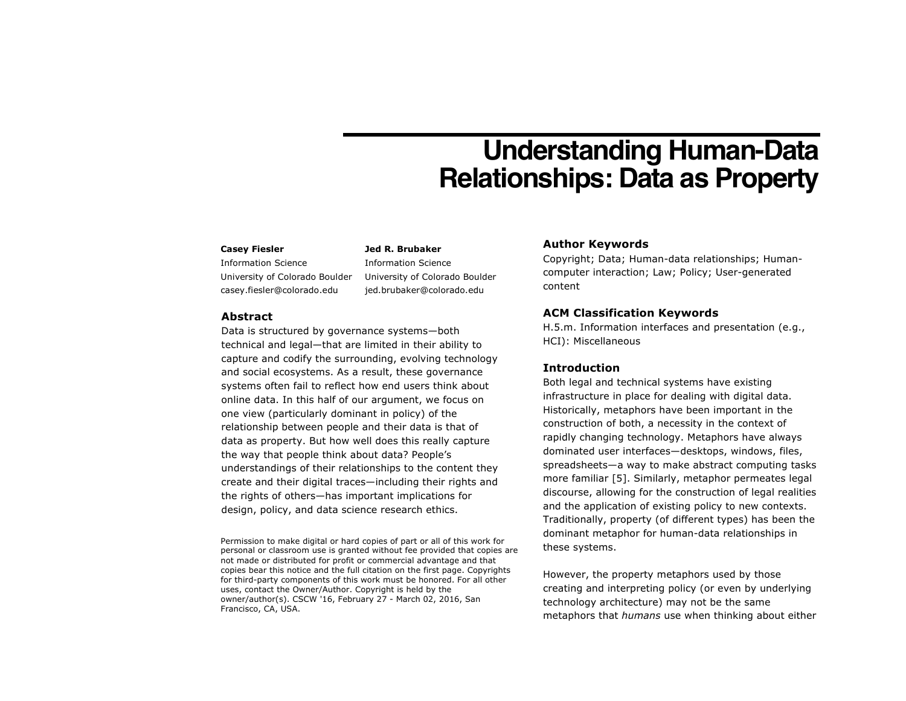# Understanding Human-Data Relationships: Data as Property

**Casey Fiesler**
Information Science
University of Colorado Boulder
casey.fiesler@colorado.edu

**Jed R. Brubaker**
Information Science
University of Colorado Boulder
jed.brubaker@colorado.edu

## Abstract

Data is structured by governance systems—both technical and legal—that are limited in their ability to capture and codify the surrounding, evolving technology and social ecosystems. As a result, these governance systems often fail to reflect how end users think about online data. In this half of our argument, we focus on one view (particularly dominant in policy) of the relationship between people and their data is that of data as property. But how well does this really capture the way that people think about data? People's understandings of their relationships to the content they create and their digital traces—including their rights and the rights of others—has important implications for design, policy, and data science research ethics.

Permission to make digital or hard copies of part or all of this work for personal or classroom use is granted without fee provided that copies are not made or distributed for profit or commercial advantage and that copies bear this notice and the full citation on the first page. Copyrights for third-party components of this work must be honored. For all other uses, contact the Owner/Author. Copyright is held by the owner/author(s). CSCW '16, February 27 - March 02, 2016, San Francisco, CA, USA.

## Author Keywords

Copyright; Data; Human-data relationships; Human-computer interaction; Law; Policy; User-generated content

## ACM Classification Keywords

H.5.m. Information interfaces and presentation (e.g., HCI): Miscellaneous

## Introduction

Both legal and technical systems have existing infrastructure in place for dealing with digital data. Historically, metaphors have been important in the construction of both, a necessity in the context of rapidly changing technology. Metaphors have always dominated user interfaces—desktops, windows, files, spreadsheets—a way to make abstract computing tasks more familiar [5]. Similarly, metaphor permeates legal discourse, allowing for the construction of legal realities and the application of existing policy to new contexts. Traditionally, property (of different types) has been the dominant metaphor for human-data relationships in these systems.

However, the property metaphors used by those creating and interpreting policy (or even by underlying technology architecture) may not be the same metaphors that *humans* use when thinking about either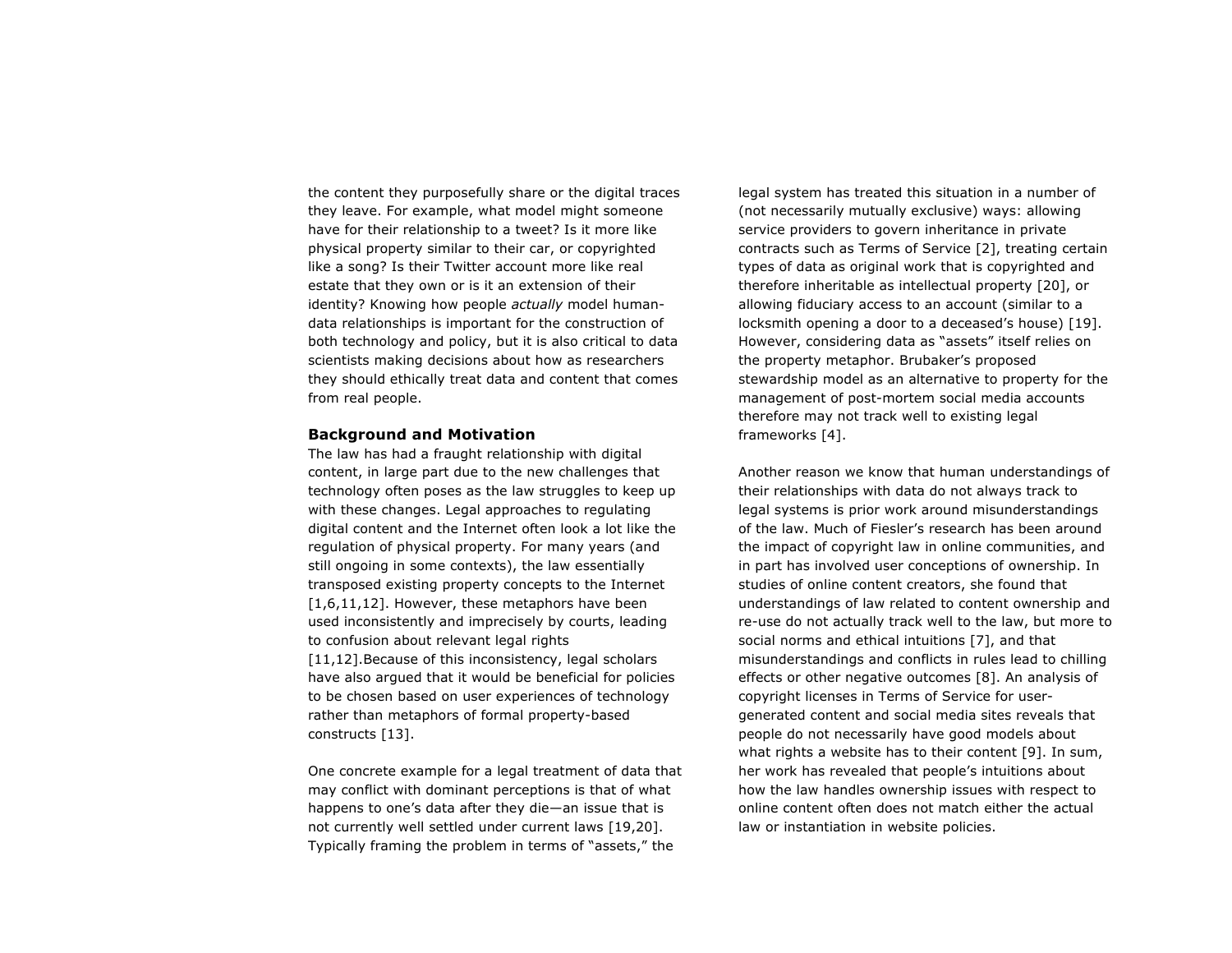the content they purposefully share or the digital traces they leave. For example, what model might someone have for their relationship to a tweet? Is it more like physical property similar to their car, or copyrighted like a song? Is their Twitter account more like real estate that they own or is it an extension of their identity? Knowing how people *actually* model human-data relationships is important for the construction of both technology and policy, but it is also critical to data scientists making decisions about how as researchers they should ethically treat data and content that comes from real people.

**Background and Motivation**

The law has had a fraught relationship with digital content, in large part due to the new challenges that technology often poses as the law struggles to keep up with these changes. Legal approaches to regulating digital content and the Internet often look a lot like the regulation of physical property. For many years (and still ongoing in some contexts), the law essentially transposed existing property concepts to the Internet [1,6,11,12]. However, these metaphors have been used inconsistently and imprecisely by courts, leading to confusion about relevant legal rights [11,12].Because of this inconsistency, legal scholars have also argued that it would be beneficial for policies to be chosen based on user experiences of technology rather than metaphors of formal property-based constructs [13].

One concrete example for a legal treatment of data that may conflict with dominant perceptions is that of what happens to one's data after they die—an issue that is not currently well settled under current laws [19,20]. Typically framing the problem in terms of "assets," the legal system has treated this situation in a number of (not necessarily mutually exclusive) ways: allowing service providers to govern inheritance in private contracts such as Terms of Service [2], treating certain types of data as original work that is copyrighted and therefore inheritable as intellectual property [20], or allowing fiduciary access to an account (similar to a locksmith opening a door to a deceased's house) [19]. However, considering data as "assets" itself relies on the property metaphor. Brubaker's proposed stewardship model as an alternative to property for the management of post-mortem social media accounts therefore may not track well to existing legal frameworks [4].

Another reason we know that human understandings of their relationships with data do not always track to legal systems is prior work around misunderstandings of the law. Much of Fiesler's research has been around the impact of copyright law in online communities, and in part has involved user conceptions of ownership. In studies of online content creators, she found that understandings of law related to content ownership and re-use do not actually track well to the law, but more to social norms and ethical intuitions [7], and that misunderstandings and conflicts in rules lead to chilling effects or other negative outcomes [8]. An analysis of copyright licenses in Terms of Service for user-generated content and social media sites reveals that people do not necessarily have good models about what rights a website has to their content [9]. In sum, her work has revealed that people's intuitions about how the law handles ownership issues with respect to online content often does not match either the actual law or instantiation in website policies.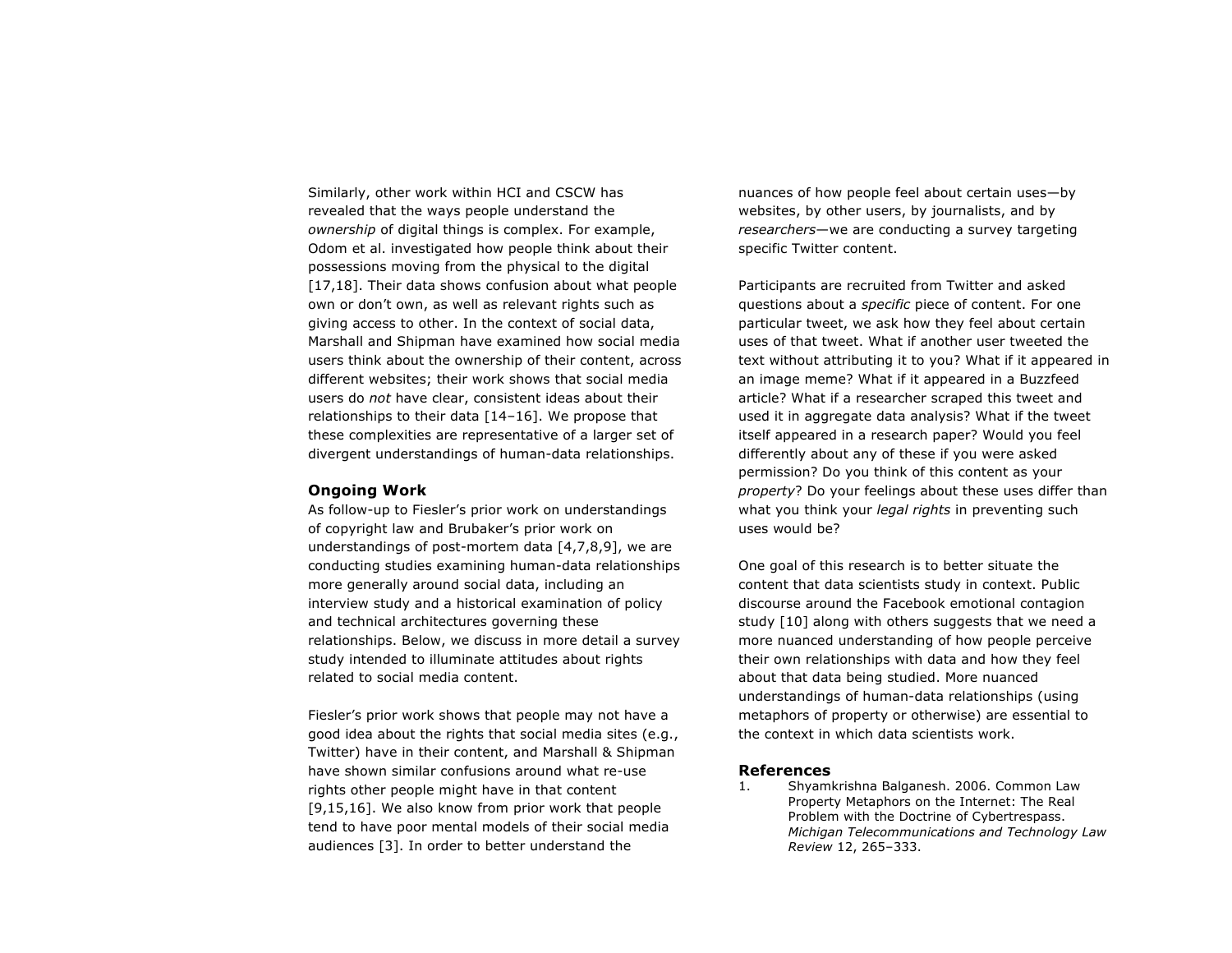Similarly, other work within HCI and CSCW has revealed that the ways people understand the *ownership* of digital things is complex. For example, Odom et al. investigated how people think about their possessions moving from the physical to the digital [17,18]. Their data shows confusion about what people own or don't own, as well as relevant rights such as giving access to other. In the context of social data, Marshall and Shipman have examined how social media users think about the ownership of their content, across different websites; their work shows that social media users do *not* have clear, consistent ideas about their relationships to their data [14–16]. We propose that these complexities are representative of a larger set of divergent understandings of human-data relationships.

### Ongoing Work

As follow-up to Fiesler's prior work on understandings of copyright law and Brubaker's prior work on understandings of post-mortem data [4,7,8,9], we are conducting studies examining human-data relationships more generally around social data, including an interview study and a historical examination of policy and technical architectures governing these relationships. Below, we discuss in more detail a survey study intended to illuminate attitudes about rights related to social media content.

Fiesler's prior work shows that people may not have a good idea about the rights that social media sites (e.g., Twitter) have in their content, and Marshall & Shipman have shown similar confusions around what re-use rights other people might have in that content [9,15,16]. We also know from prior work that people tend to have poor mental models of their social media audiences [3]. In order to better understand the nuances of how people feel about certain uses—by websites, by other users, by journalists, and by *researchers*—we are conducting a survey targeting specific Twitter content.

Participants are recruited from Twitter and asked questions about a *specific* piece of content. For one particular tweet, we ask how they feel about certain uses of that tweet. What if another user tweeted the text without attributing it to you? What if it appeared in an image meme? What if it appeared in a Buzzfeed article? What if a researcher scraped this tweet and used it in aggregate data analysis? What if the tweet itself appeared in a research paper? Would you feel differently about any of these if you were asked permission? Do you think of this content as your *property*? Do your feelings about these uses differ than what you think your *legal rights* in preventing such uses would be?

One goal of this research is to better situate the content that data scientists study in context. Public discourse around the Facebook emotional contagion study [10] along with others suggests that we need a more nuanced understanding of how people perceive their own relationships with data and how they feel about that data being studied. More nuanced understandings of human-data relationships (using metaphors of property or otherwise) are essential to the context in which data scientists work.

### References

1. Shyamkrishna Balganesh. 2006. Common Law Property Metaphors on the Internet: The Real Problem with the Doctrine of Cybertrespass. *Michigan Telecommunications and Technology Law Review* 12, 265–333.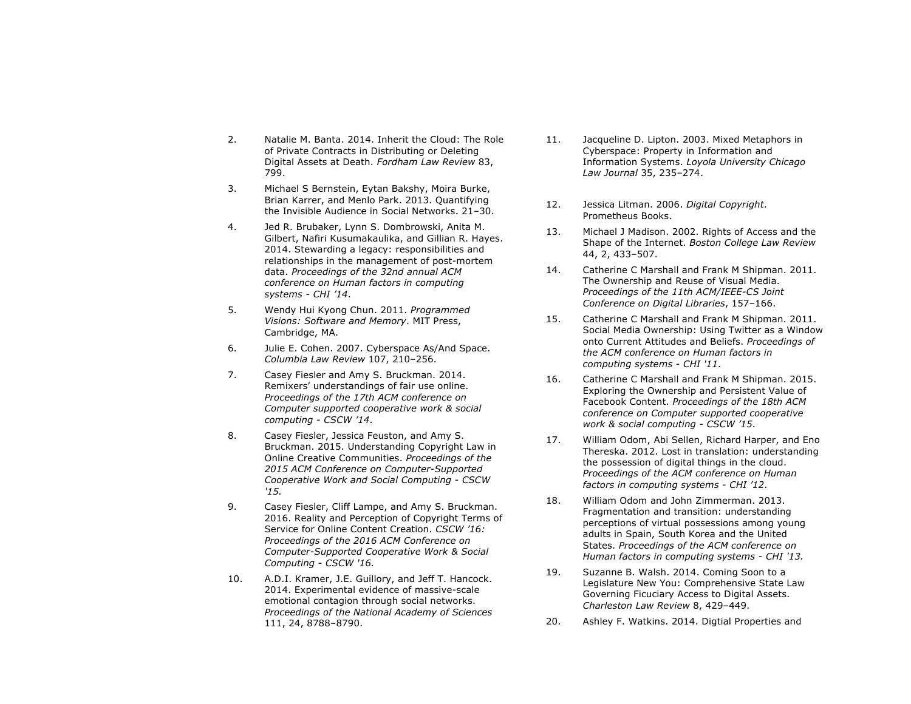2. Natalie M. Banta. 2014. Inherit the Cloud: The Role of Private Contracts in Distributing or Deleting Digital Assets at Death. *Fordham Law Review* 83, 799.

3. Michael S Bernstein, Eytan Bakshy, Moira Burke, Brian Karrer, and Menlo Park. 2013. Quantifying the Invisible Audience in Social Networks. 21–30.

4. Jed R. Brubaker, Lynn S. Dombrowski, Anita M. Gilbert, Nafiri Kusumakaulika, and Gillian R. Hayes. 2014. Stewarding a legacy: responsibilities and relationships in the management of post-mortem data. *Proceedings of the 32nd annual ACM conference on Human factors in computing systems - CHI '14*.

5. Wendy Hui Kyong Chun. 2011. *Programmed Visions: Software and Memory*. MIT Press, Cambridge, MA.

6. Julie E. Cohen. 2007. Cyberspace As/And Space. *Columbia Law Review* 107, 210–256.

7. Casey Fiesler and Amy S. Bruckman. 2014. Remixers' understandings of fair use online. *Proceedings of the 17th ACM conference on Computer supported cooperative work & social computing - CSCW '14*.

8. Casey Fiesler, Jessica Feuston, and Amy S. Bruckman. 2015. Understanding Copyright Law in Online Creative Communities. *Proceedings of the 2015 ACM Conference on Computer-Supported Cooperative Work and Social Computing - CSCW '15.*

9. Casey Fiesler, Cliff Lampe, and Amy S. Bruckman. 2016. Reality and Perception of Copyright Terms of Service for Online Content Creation. *CSCW '16: Proceedings of the 2016 ACM Conference on Computer-Supported Cooperative Work & Social Computing - CSCW '16.*

10. A.D.I. Kramer, J.E. Guillory, and Jeff T. Hancock. 2014. Experimental evidence of massive-scale emotional contagion through social networks. *Proceedings of the National Academy of Sciences* 111, 24, 8788–8790.

11. Jacqueline D. Lipton. 2003. Mixed Metaphors in Cyberspace: Property in Information and Information Systems. *Loyola University Chicago Law Journal* 35, 235–274.

12. Jessica Litman. 2006. *Digital Copyright*. Prometheus Books.

13. Michael J Madison. 2002. Rights of Access and the Shape of the Internet. *Boston College Law Review* 44, 2, 433–507.

14. Catherine C Marshall and Frank M Shipman. 2011. The Ownership and Reuse of Visual Media. *Proceedings of the 11th ACM/IEEE-CS Joint Conference on Digital Libraries*, 157–166.

15. Catherine C Marshall and Frank M Shipman. 2011. Social Media Ownership: Using Twitter as a Window onto Current Attitudes and Beliefs. *Proceedings of the ACM conference on Human factors in computing systems - CHI '11*.

16. Catherine C Marshall and Frank M Shipman. 2015. Exploring the Ownership and Persistent Value of Facebook Content. *Proceedings of the 18th ACM conference on Computer supported cooperative work & social computing - CSCW '15*.

17. William Odom, Abi Sellen, Richard Harper, and Eno Thereska. 2012. Lost in translation: understanding the possession of digital things in the cloud. *Proceedings of the ACM conference on Human factors in computing systems - CHI '12*.

18. William Odom and John Zimmerman. 2013. Fragmentation and transition: understanding perceptions of virtual possessions among young adults in Spain, South Korea and the United States. *Proceedings of the ACM conference on Human factors in computing systems - CHI '13.*

19. Suzanne B. Walsh. 2014. Coming Soon to a Legislature New You: Comprehensive State Law Governing Ficuciary Access to Digital Assets. *Charleston Law Review* 8, 429–449.

20. Ashley F. Watkins. 2014. Digtial Properties and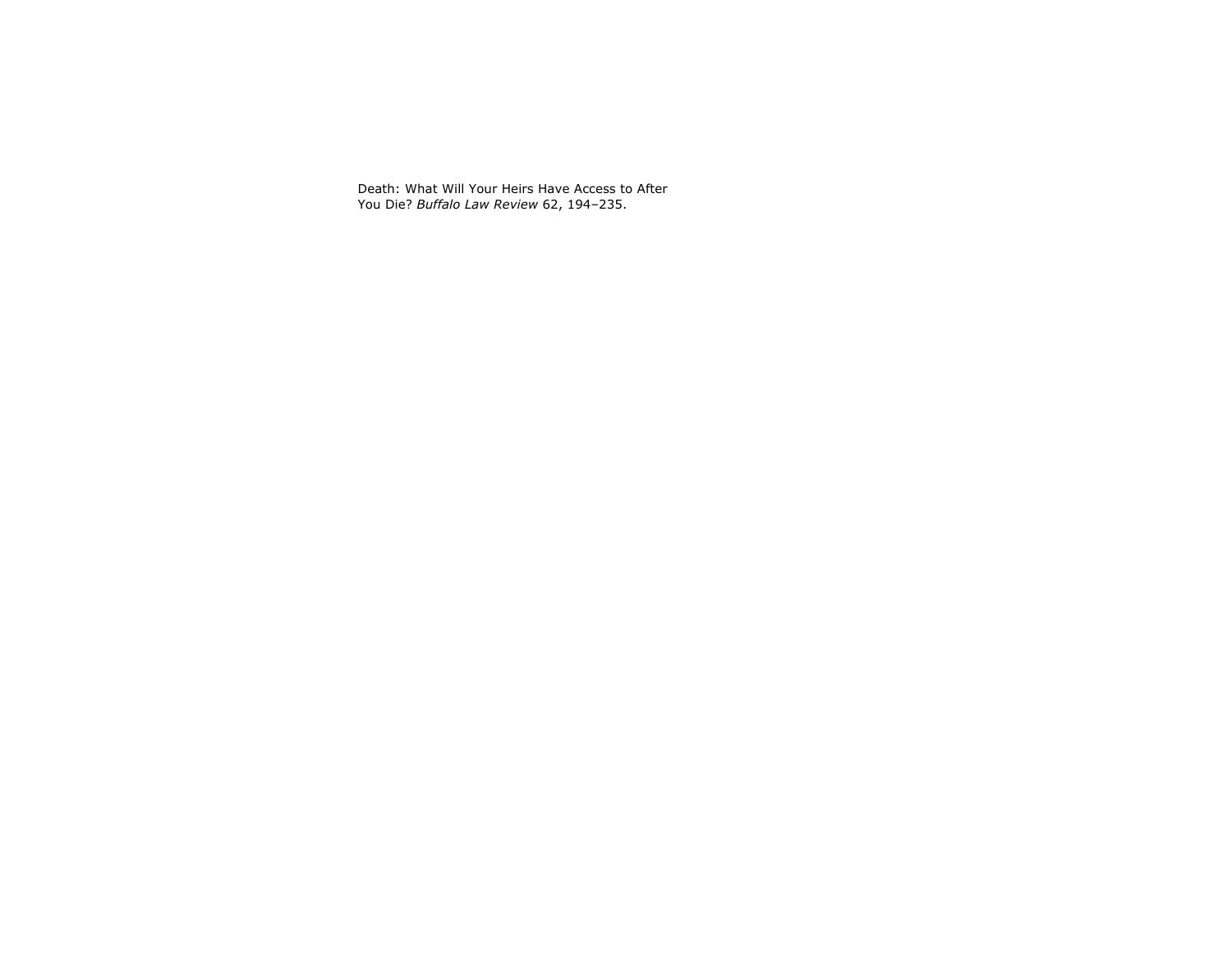Death: What Will Your Heirs Have Access to After You Die? *Buffalo Law Review* 62, 194–235.